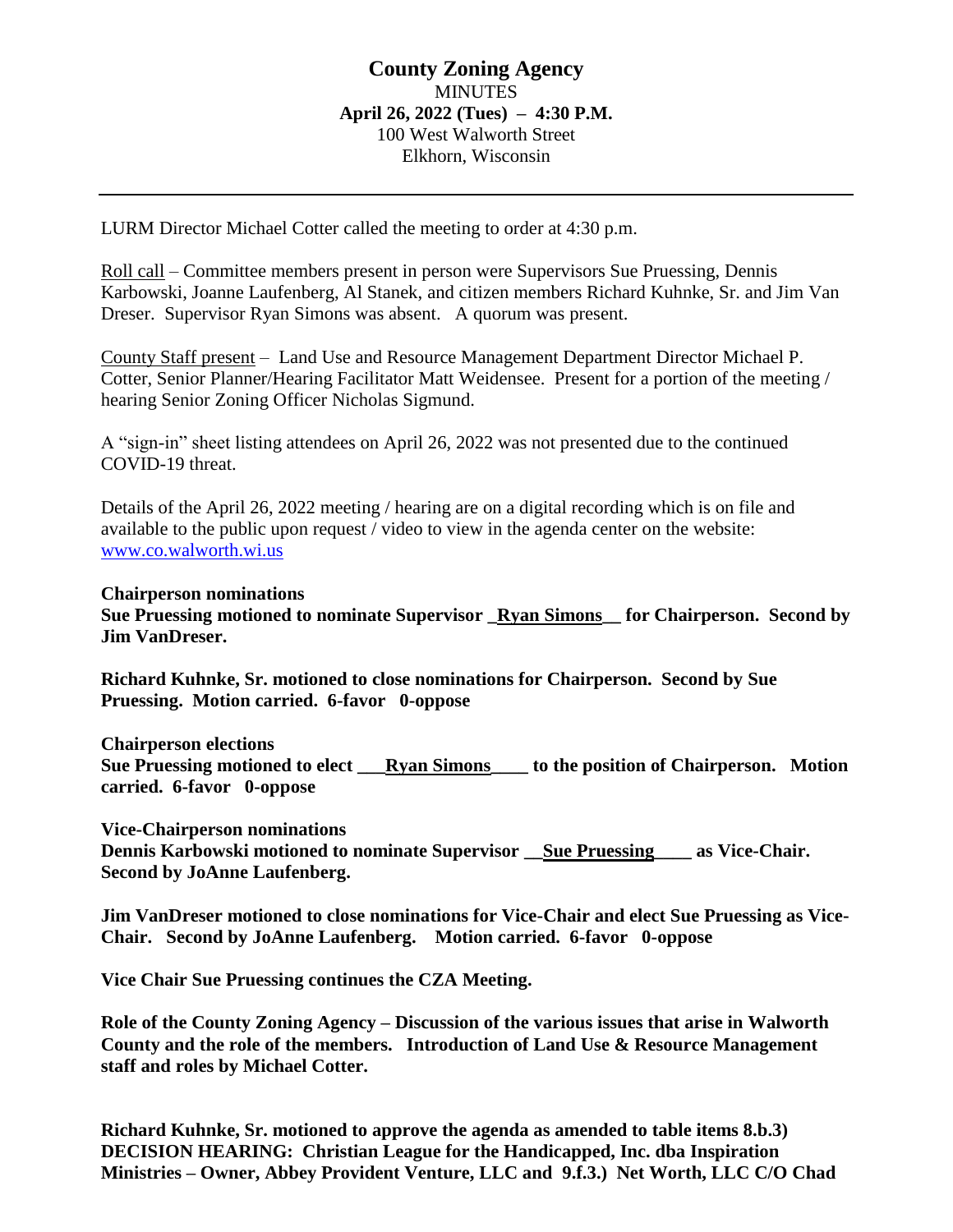# County Zoning Agency

MINUTES

**April 26, 2022 (Tues) – 4:30 P.M.**

100 West Walworth Street

Elkhorn, Wisconsin

---

LURM Director Michael Cotter called the meeting to order at 4:30 p.m.

Roll call – Committee members present in person were Supervisors Sue Pruessing, Dennis Karbowski, Joanne Laufenberg, Al Stanek, and citizen members Richard Kuhnke, Sr. and Jim Van Dreser. Supervisor Ryan Simons was absent. A quorum was present.

County Staff present – Land Use and Resource Management Department Director Michael P. Cotter, Senior Planner/Hearing Facilitator Matt Weidensee. Present for a portion of the meeting / hearing Senior Zoning Officer Nicholas Sigmund.

A "sign-in" sheet listing attendees on April 26, 2022 was not presented due to the continued COVID-19 threat.

Details of the April 26, 2022 meeting / hearing are on a digital recording which is on file and available to the public upon request / video to view in the agenda center on the website: www.co.walworth.wi.us

**Chairperson nominations**

**Sue Pruessing motioned to nominate Supervisor _Ryan Simons__ for Chairperson. Second by Jim VanDreser.**

**Richard Kuhnke, Sr. motioned to close nominations for Chairperson. Second by Sue Pruessing. Motion carried. 6-favor 0-oppose**

**Chairperson elections**

**Sue Pruessing motioned to elect ___Ryan Simons____ to the position of Chairperson. Motion carried. 6-favor 0-oppose**

**Vice-Chairperson nominations**

**Dennis Karbowski motioned to nominate Supervisor __Sue Pruessing____ as Vice-Chair. Second by JoAnne Laufenberg.**

**Jim VanDreser motioned to close nominations for Vice-Chair and elect Sue Pruessing as Vice-Chair. Second by JoAnne Laufenberg. Motion carried. 6-favor 0-oppose**

**Vice Chair Sue Pruessing continues the CZA Meeting.**

**Role of the County Zoning Agency – Discussion of the various issues that arise in Walworth County and the role of the members. Introduction of Land Use & Resource Management staff and roles by Michael Cotter.**

**Richard Kuhnke, Sr. motioned to approve the agenda as amended to table items 8.b.3) DECISION HEARING: Christian League for the Handicapped, Inc. dba Inspiration Ministries – Owner, Abbey Provident Venture, LLC and 9.f.3.) Net Worth, LLC C/O Chad**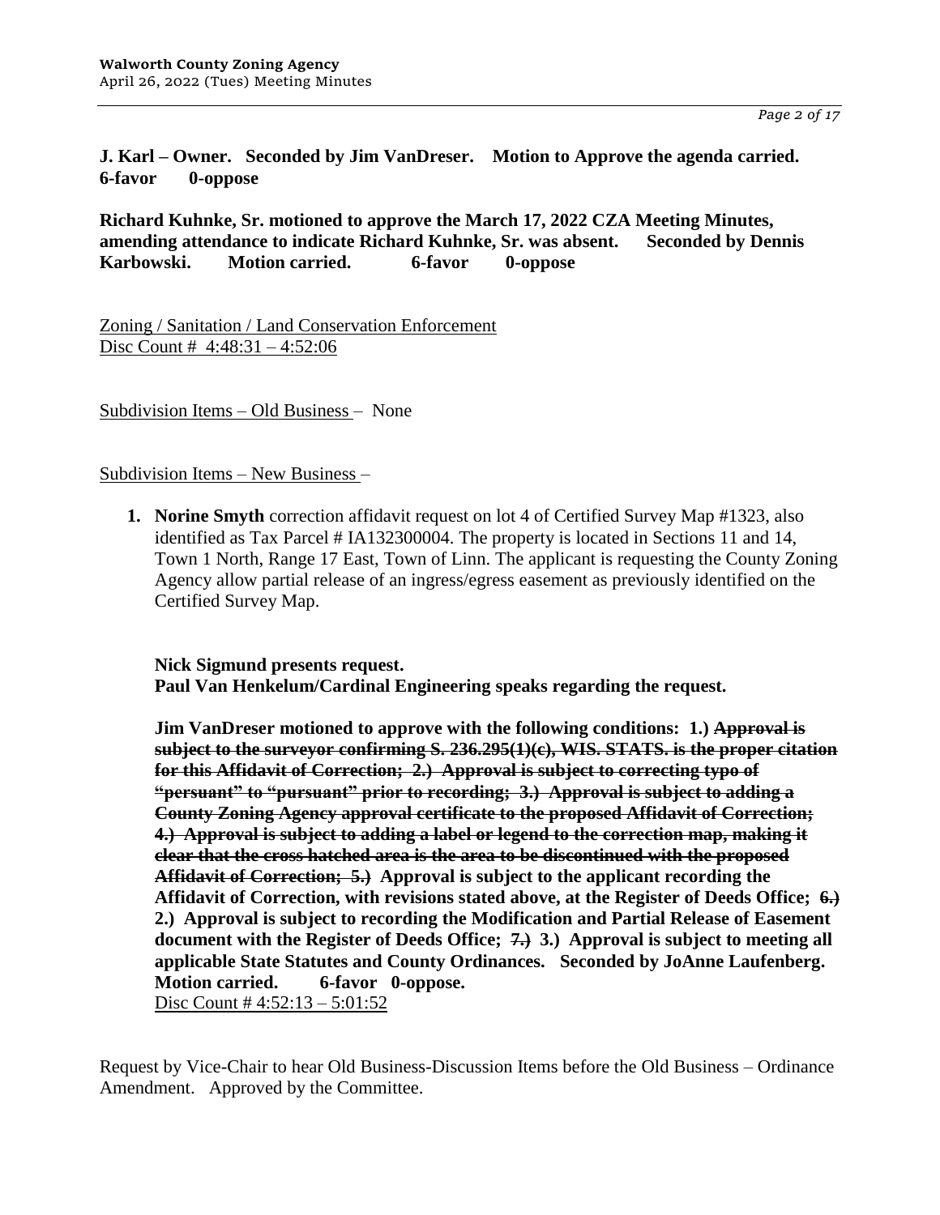**J. Karl – Owner. Seconded by Jim VanDreser. Motion to Approve the agenda carried. 6-favor 0-oppose**

**Richard Kuhnke, Sr. motioned to approve the March 17, 2022 CZA Meeting Minutes, amending attendance to indicate Richard Kuhnke, Sr. was absent. Seconded by Dennis Karbowski. Motion carried. 6-favor 0-oppose**

Zoning / Sanitation / Land Conservation Enforcement
Disc Count # 4:48:31 – 4:52:06

Subdivision Items – Old Business – None

Subdivision Items – New Business –

1. **Norine Smyth** correction affidavit request on lot 4 of Certified Survey Map #1323, also identified as Tax Parcel # IA132300004. The property is located in Sections 11 and 14, Town 1 North, Range 17 East, Town of Linn. The applicant is requesting the County Zoning Agency allow partial release of an ingress/egress easement as previously identified on the Certified Survey Map.

   **Nick Sigmund presents request.**
   **Paul Van Henkelum/Cardinal Engineering speaks regarding the request.**

   **Jim VanDreser motioned to approve with the following conditions: 1.) ~~Approval is subject to the surveyor confirming S. 236.295(1)(c), WIS. STATS. is the proper citation for this Affidavit of Correction; 2.) Approval is subject to correcting typo of "persuant" to "pursuant" prior to recording; 3.) Approval is subject to adding a County Zoning Agency approval certificate to the proposed Affidavit of Correction; 4.) Approval is subject to adding a label or legend to the correction map, making it clear that the cross hatched area is the area to be discontinued with the proposed Affidavit of Correction; 5.)~~ Approval is subject to the applicant recording the Affidavit of Correction, with revisions stated above, at the Register of Deeds Office; ~~6.)~~ 2.) Approval is subject to recording the Modification and Partial Release of Easement document with the Register of Deeds Office; ~~7.)~~ 3.) Approval is subject to meeting all applicable State Statutes and County Ordinances. Seconded by JoAnne Laufenberg. Motion carried. 6-favor 0-oppose.**
   Disc Count # 4:52:13 – 5:01:52

Request by Vice-Chair to hear Old Business-Discussion Items before the Old Business – Ordinance Amendment. Approved by the Committee.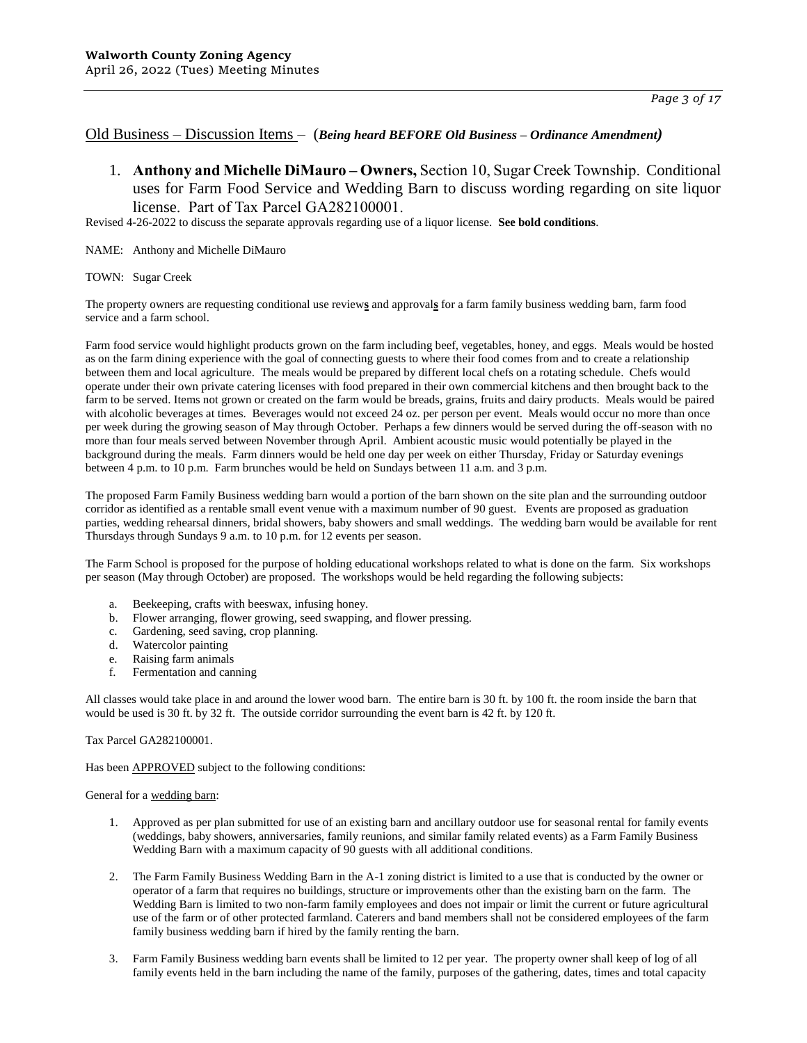Old Business – Discussion Items – (***Being heard BEFORE Old Business – Ordinance Amendment)***

1. **Anthony and Michelle DiMauro – Owners,** Section 10, Sugar Creek Township. Conditional uses for Farm Food Service and Wedding Barn to discuss wording regarding on site liquor license. Part of Tax Parcel GA282100001.

Revised 4-26-2022 to discuss the separate approvals regarding use of a liquor license. **See bold conditions**.

NAME: Anthony and Michelle DiMauro

TOWN: Sugar Creek

The property owners are requesting conditional use review**s** and approval**s** for a farm family business wedding barn, farm food service and a farm school.

Farm food service would highlight products grown on the farm including beef, vegetables, honey, and eggs. Meals would be hosted as on the farm dining experience with the goal of connecting guests to where their food comes from and to create a relationship between them and local agriculture. The meals would be prepared by different local chefs on a rotating schedule. Chefs would operate under their own private catering licenses with food prepared in their own commercial kitchens and then brought back to the farm to be served. Items not grown or created on the farm would be breads, grains, fruits and dairy products. Meals would be paired with alcoholic beverages at times. Beverages would not exceed 24 oz. per person per event. Meals would occur no more than once per week during the growing season of May through October. Perhaps a few dinners would be served during the off-season with no more than four meals served between November through April. Ambient acoustic music would potentially be played in the background during the meals. Farm dinners would be held one day per week on either Thursday, Friday or Saturday evenings between 4 p.m. to 10 p.m. Farm brunches would be held on Sundays between 11 a.m. and 3 p.m.

The proposed Farm Family Business wedding barn would a portion of the barn shown on the site plan and the surrounding outdoor corridor as identified as a rentable small event venue with a maximum number of 90 guest. Events are proposed as graduation parties, wedding rehearsal dinners, bridal showers, baby showers and small weddings. The wedding barn would be available for rent Thursdays through Sundays 9 a.m. to 10 p.m. for 12 events per season.

The Farm School is proposed for the purpose of holding educational workshops related to what is done on the farm. Six workshops per season (May through October) are proposed. The workshops would be held regarding the following subjects:

a. Beekeeping, crafts with beeswax, infusing honey.
b. Flower arranging, flower growing, seed swapping, and flower pressing.
c. Gardening, seed saving, crop planning.
d. Watercolor painting
e. Raising farm animals
f. Fermentation and canning

All classes would take place in and around the lower wood barn. The entire barn is 30 ft. by 100 ft. the room inside the barn that would be used is 30 ft. by 32 ft. The outside corridor surrounding the event barn is 42 ft. by 120 ft.

Tax Parcel GA282100001.

Has been APPROVED subject to the following conditions:

General for a wedding barn:

1. Approved as per plan submitted for use of an existing barn and ancillary outdoor use for seasonal rental for family events (weddings, baby showers, anniversaries, family reunions, and similar family related events) as a Farm Family Business Wedding Barn with a maximum capacity of 90 guests with all additional conditions.

2. The Farm Family Business Wedding Barn in the A-1 zoning district is limited to a use that is conducted by the owner or operator of a farm that requires no buildings, structure or improvements other than the existing barn on the farm. The Wedding Barn is limited to two non-farm family employees and does not impair or limit the current or future agricultural use of the farm or of other protected farmland. Caterers and band members shall not be considered employees of the farm family business wedding barn if hired by the family renting the barn.

3. Farm Family Business wedding barn events shall be limited to 12 per year. The property owner shall keep of log of all family events held in the barn including the name of the family, purposes of the gathering, dates, times and total capacity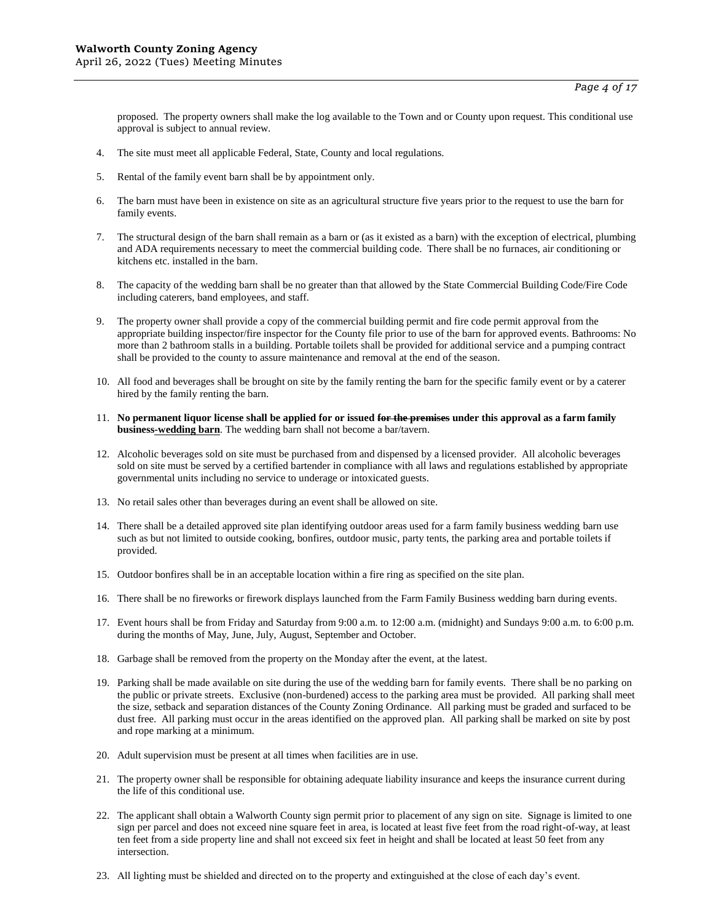proposed. The property owners shall make the log available to the Town and or County upon request. This conditional use approval is subject to annual review.

4. The site must meet all applicable Federal, State, County and local regulations.

5. Rental of the family event barn shall be by appointment only.

6. The barn must have been in existence on site as an agricultural structure five years prior to the request to use the barn for family events.

7. The structural design of the barn shall remain as a barn or (as it existed as a barn) with the exception of electrical, plumbing and ADA requirements necessary to meet the commercial building code. There shall be no furnaces, air conditioning or kitchens etc. installed in the barn.

8. The capacity of the wedding barn shall be no greater than that allowed by the State Commercial Building Code/Fire Code including caterers, band employees, and staff.

9. The property owner shall provide a copy of the commercial building permit and fire code permit approval from the appropriate building inspector/fire inspector for the County file prior to use of the barn for approved events. Bathrooms: No more than 2 bathroom stalls in a building. Portable toilets shall be provided for additional service and a pumping contract shall be provided to the county to assure maintenance and removal at the end of the season.

10. All food and beverages shall be brought on site by the family renting the barn for the specific family event or by a caterer hired by the family renting the barn.

11. **No permanent liquor license shall be applied for or issued ~~for the premises~~ under this approval as a farm family business-wedding barn**. The wedding barn shall not become a bar/tavern.

12. Alcoholic beverages sold on site must be purchased from and dispensed by a licensed provider. All alcoholic beverages sold on site must be served by a certified bartender in compliance with all laws and regulations established by appropriate governmental units including no service to underage or intoxicated guests.

13. No retail sales other than beverages during an event shall be allowed on site.

14. There shall be a detailed approved site plan identifying outdoor areas used for a farm family business wedding barn use such as but not limited to outside cooking, bonfires, outdoor music, party tents, the parking area and portable toilets if provided.

15. Outdoor bonfires shall be in an acceptable location within a fire ring as specified on the site plan.

16. There shall be no fireworks or firework displays launched from the Farm Family Business wedding barn during events.

17. Event hours shall be from Friday and Saturday from 9:00 a.m. to 12:00 a.m. (midnight) and Sundays 9:00 a.m. to 6:00 p.m. during the months of May, June, July, August, September and October.

18. Garbage shall be removed from the property on the Monday after the event, at the latest.

19. Parking shall be made available on site during the use of the wedding barn for family events. There shall be no parking on the public or private streets. Exclusive (non-burdened) access to the parking area must be provided. All parking shall meet the size, setback and separation distances of the County Zoning Ordinance. All parking must be graded and surfaced to be dust free. All parking must occur in the areas identified on the approved plan. All parking shall be marked on site by post and rope marking at a minimum.

20. Adult supervision must be present at all times when facilities are in use.

21. The property owner shall be responsible for obtaining adequate liability insurance and keeps the insurance current during the life of this conditional use.

22. The applicant shall obtain a Walworth County sign permit prior to placement of any sign on site. Signage is limited to one sign per parcel and does not exceed nine square feet in area, is located at least five feet from the road right-of-way, at least ten feet from a side property line and shall not exceed six feet in height and shall be located at least 50 feet from any intersection.

23. All lighting must be shielded and directed on to the property and extinguished at the close of each day's event.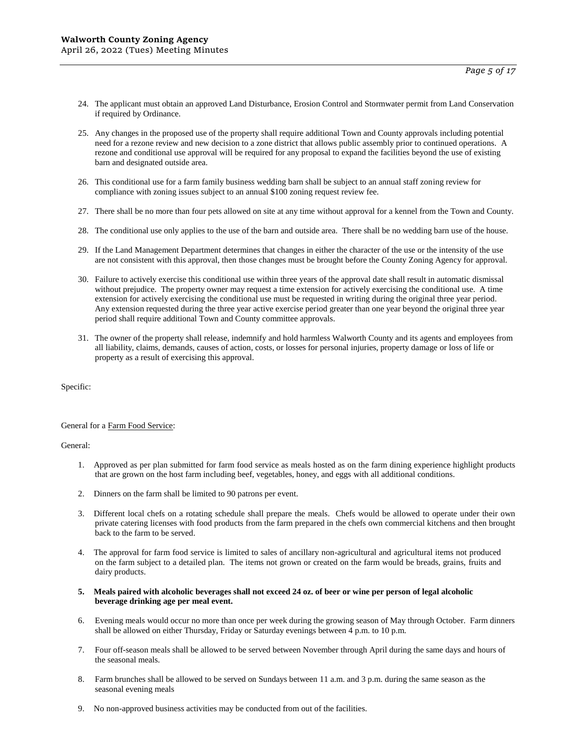24. The applicant must obtain an approved Land Disturbance, Erosion Control and Stormwater permit from Land Conservation if required by Ordinance.

25. Any changes in the proposed use of the property shall require additional Town and County approvals including potential need for a rezone review and new decision to a zone district that allows public assembly prior to continued operations. A rezone and conditional use approval will be required for any proposal to expand the facilities beyond the use of existing barn and designated outside area.

26. This conditional use for a farm family business wedding barn shall be subject to an annual staff zoning review for compliance with zoning issues subject to an annual $100 zoning request review fee.

27. There shall be no more than four pets allowed on site at any time without approval for a kennel from the Town and County.

28. The conditional use only applies to the use of the barn and outside area. There shall be no wedding barn use of the house.

29. If the Land Management Department determines that changes in either the character of the use or the intensity of the use are not consistent with this approval, then those changes must be brought before the County Zoning Agency for approval.

30. Failure to actively exercise this conditional use within three years of the approval date shall result in automatic dismissal without prejudice. The property owner may request a time extension for actively exercising the conditional use. A time extension for actively exercising the conditional use must be requested in writing during the original three year period. Any extension requested during the three year active exercise period greater than one year beyond the original three year period shall require additional Town and County committee approvals.

31. The owner of the property shall release, indemnify and hold harmless Walworth County and its agents and employees from all liability, claims, demands, causes of action, costs, or losses for personal injuries, property damage or loss of life or property as a result of exercising this approval.

Specific:

General for a <u>Farm Food Service</u>:

General:

1. Approved as per plan submitted for farm food service as meals hosted as on the farm dining experience highlight products that are grown on the host farm including beef, vegetables, honey, and eggs with all additional conditions.

2. Dinners on the farm shall be limited to 90 patrons per event.

3. Different local chefs on a rotating schedule shall prepare the meals. Chefs would be allowed to operate under their own private catering licenses with food products from the farm prepared in the chefs own commercial kitchens and then brought back to the farm to be served.

4. The approval for farm food service is limited to sales of ancillary non-agricultural and agricultural items not produced on the farm subject to a detailed plan. The items not grown or created on the farm would be breads, grains, fruits and dairy products.

5. **Meals paired with alcoholic beverages shall not exceed 24 oz. of beer or wine per person of legal alcoholic beverage drinking age per meal event.**

6. Evening meals would occur no more than once per week during the growing season of May through October. Farm dinners shall be allowed on either Thursday, Friday or Saturday evenings between 4 p.m. to 10 p.m.

7. Four off-season meals shall be allowed to be served between November through April during the same days and hours of the seasonal meals.

8. Farm brunches shall be allowed to be served on Sundays between 11 a.m. and 3 p.m. during the same season as the seasonal evening meals

9. No non-approved business activities may be conducted from out of the facilities.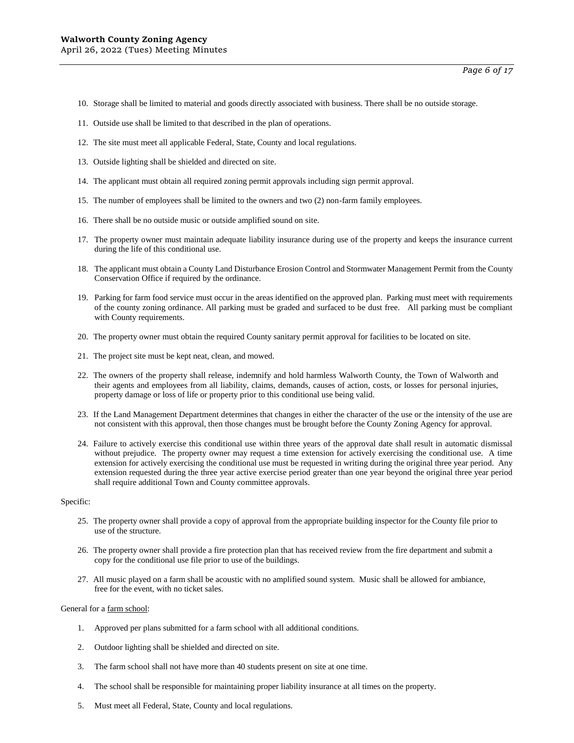10. Storage shall be limited to material and goods directly associated with business. There shall be no outside storage.

11. Outside use shall be limited to that described in the plan of operations.

12. The site must meet all applicable Federal, State, County and local regulations.

13. Outside lighting shall be shielded and directed on site.

14. The applicant must obtain all required zoning permit approvals including sign permit approval.

15. The number of employees shall be limited to the owners and two (2) non-farm family employees.

16. There shall be no outside music or outside amplified sound on site.

17. The property owner must maintain adequate liability insurance during use of the property and keeps the insurance current during the life of this conditional use.

18. The applicant must obtain a County Land Disturbance Erosion Control and Stormwater Management Permit from the County Conservation Office if required by the ordinance.

19. Parking for farm food service must occur in the areas identified on the approved plan. Parking must meet with requirements of the county zoning ordinance. All parking must be graded and surfaced to be dust free. All parking must be compliant with County requirements.

20. The property owner must obtain the required County sanitary permit approval for facilities to be located on site.

21. The project site must be kept neat, clean, and mowed.

22. The owners of the property shall release, indemnify and hold harmless Walworth County, the Town of Walworth and their agents and employees from all liability, claims, demands, causes of action, costs, or losses for personal injuries, property damage or loss of life or property prior to this conditional use being valid.

23. If the Land Management Department determines that changes in either the character of the use or the intensity of the use are not consistent with this approval, then those changes must be brought before the County Zoning Agency for approval.

24. Failure to actively exercise this conditional use within three years of the approval date shall result in automatic dismissal without prejudice. The property owner may request a time extension for actively exercising the conditional use. A time extension for actively exercising the conditional use must be requested in writing during the original three year period. Any extension requested during the three year active exercise period greater than one year beyond the original three year period shall require additional Town and County committee approvals.

Specific:

25. The property owner shall provide a copy of approval from the appropriate building inspector for the County file prior to use of the structure.

26. The property owner shall provide a fire protection plan that has received review from the fire department and submit a copy for the conditional use file prior to use of the buildings.

27. All music played on a farm shall be acoustic with no amplified sound system. Music shall be allowed for ambiance, free for the event, with no ticket sales.

General for a farm school:

1. Approved per plans submitted for a farm school with all additional conditions.

2. Outdoor lighting shall be shielded and directed on site.

3. The farm school shall not have more than 40 students present on site at one time.

4. The school shall be responsible for maintaining proper liability insurance at all times on the property.

5. Must meet all Federal, State, County and local regulations.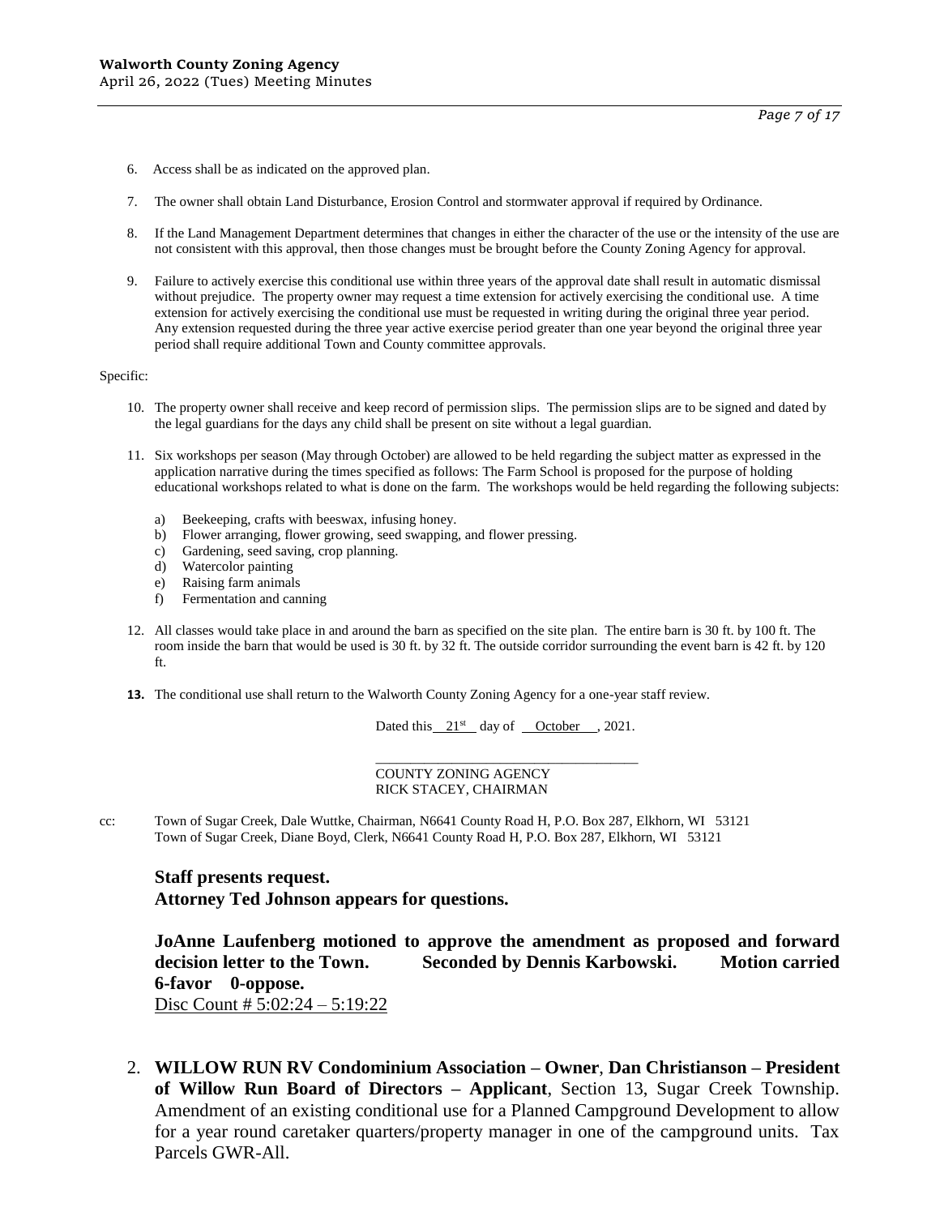6. Access shall be as indicated on the approved plan.

7. The owner shall obtain Land Disturbance, Erosion Control and stormwater approval if required by Ordinance.

8. If the Land Management Department determines that changes in either the character of the use or the intensity of the use are not consistent with this approval, then those changes must be brought before the County Zoning Agency for approval.

9. Failure to actively exercise this conditional use within three years of the approval date shall result in automatic dismissal without prejudice. The property owner may request a time extension for actively exercising the conditional use. A time extension for actively exercising the conditional use must be requested in writing during the original three year period. Any extension requested during the three year active exercise period greater than one year beyond the original three year period shall require additional Town and County committee approvals.

Specific:

10. The property owner shall receive and keep record of permission slips. The permission slips are to be signed and dated by the legal guardians for the days any child shall be present on site without a legal guardian.

11. Six workshops per season (May through October) are allowed to be held regarding the subject matter as expressed in the application narrative during the times specified as follows: The Farm School is proposed for the purpose of holding educational workshops related to what is done on the farm. The workshops would be held regarding the following subjects:

    a) Beekeeping, crafts with beeswax, infusing honey.
    b) Flower arranging, flower growing, seed swapping, and flower pressing.
    c) Gardening, seed saving, crop planning.
    d) Watercolor painting
    e) Raising farm animals
    f) Fermentation and canning

12. All classes would take place in and around the barn as specified on the site plan. The entire barn is 30 ft. by 100 ft. The room inside the barn that would be used is 30 ft. by 32 ft. The outside corridor surrounding the event barn is 42 ft. by 120 ft.

**13.** The conditional use shall return to the Walworth County Zoning Agency for a one-year staff review.

Dated this 21st day of October, 2021.

\_\_\_\_\_\_\_\_\_\_\_\_\_\_\_\_\_\_\_\_\_\_\_\_\_\_\_\_\_\_\_\_\_\_\_\_
COUNTY ZONING AGENCY
RICK STACEY, CHAIRMAN

cc: Town of Sugar Creek, Dale Wuttke, Chairman, N6641 County Road H, P.O. Box 287, Elkhorn, WI 53121
Town of Sugar Creek, Diane Boyd, Clerk, N6641 County Road H, P.O. Box 287, Elkhorn, WI 53121

**Staff presents request.**
**Attorney Ted Johnson appears for questions.**

**JoAnne Laufenberg motioned to approve the amendment as proposed and forward decision letter to the Town. Seconded by Dennis Karbowski. Motion carried 6-favor 0-oppose.**
Disc Count # 5:02:24 – 5:19:22

2. **WILLOW RUN RV Condominium Association – Owner**, **Dan Christianson – President of Willow Run Board of Directors – Applicant**, Section 13, Sugar Creek Township. Amendment of an existing conditional use for a Planned Campground Development to allow for a year round caretaker quarters/property manager in one of the campground units. Tax Parcels GWR-All.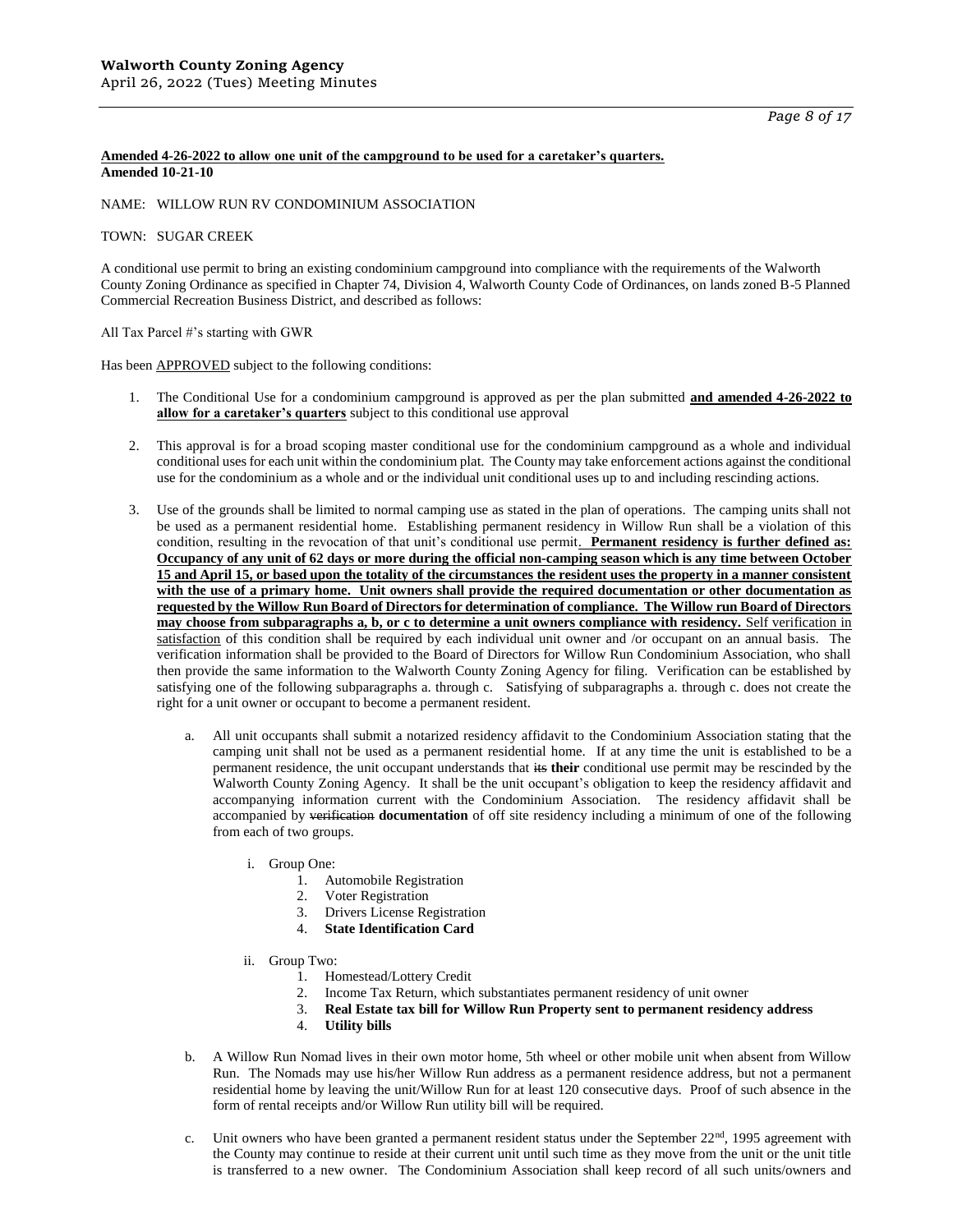**Amended 4-26-2022 to allow one unit of the campground to be used for a caretaker's quarters.**
**Amended 10-21-10**

NAME: WILLOW RUN RV CONDOMINIUM ASSOCIATION

TOWN: SUGAR CREEK

A conditional use permit to bring an existing condominium campground into compliance with the requirements of the Walworth County Zoning Ordinance as specified in Chapter 74, Division 4, Walworth County Code of Ordinances, on lands zoned B-5 Planned Commercial Recreation Business District, and described as follows:

All Tax Parcel #'s starting with GWR

Has been APPROVED subject to the following conditions:

1. The Conditional Use for a condominium campground is approved as per the plan submitted **and amended 4-26-2022 to allow for a caretaker's quarters** subject to this conditional use approval

2. This approval is for a broad scoping master conditional use for the condominium campground as a whole and individual conditional uses for each unit within the condominium plat. The County may take enforcement actions against the conditional use for the condominium as a whole and or the individual unit conditional uses up to and including rescinding actions.

3. Use of the grounds shall be limited to normal camping use as stated in the plan of operations. The camping units shall not be used as a permanent residential home. Establishing permanent residency in Willow Run shall be a violation of this condition, resulting in the revocation of that unit's conditional use permit. **Permanent residency is further defined as: Occupancy of any unit of 62 days or more during the official non-camping season which is any time between October 15 and April 15, or based upon the totality of the circumstances the resident uses the property in a manner consistent with the use of a primary home. Unit owners shall provide the required documentation or other documentation as requested by the Willow Run Board of Directors for determination of compliance. The Willow run Board of Directors may choose from subparagraphs a, b, or c to determine a unit owners compliance with residency.** Self verification in satisfaction of this condition shall be required by each individual unit owner and /or occupant on an annual basis. The verification information shall be provided to the Board of Directors for Willow Run Condominium Association, who shall then provide the same information to the Walworth County Zoning Agency for filing. Verification can be established by satisfying one of the following subparagraphs a. through c. Satisfying of subparagraphs a. through c. does not create the right for a unit owner or occupant to become a permanent resident.

   a. All unit occupants shall submit a notarized residency affidavit to the Condominium Association stating that the camping unit shall not be used as a permanent residential home. If at any time the unit is established to be a permanent residence, the unit occupant understands that ~~its~~ **their** conditional use permit may be rescinded by the Walworth County Zoning Agency. It shall be the unit occupant's obligation to keep the residency affidavit and accompanying information current with the Condominium Association. The residency affidavit shall be accompanied by ~~verification~~ **documentation** of off site residency including a minimum of one of the following from each of two groups.

      i. Group One:
         1. Automobile Registration
         2. Voter Registration
         3. Drivers License Registration
         4. **State Identification Card**

      ii. Group Two:
         1. Homestead/Lottery Credit
         2. Income Tax Return, which substantiates permanent residency of unit owner
         3. **Real Estate tax bill for Willow Run Property sent to permanent residency address**
         4. **Utility bills**

   b. A Willow Run Nomad lives in their own motor home, 5th wheel or other mobile unit when absent from Willow Run. The Nomads may use his/her Willow Run address as a permanent residence address, but not a permanent residential home by leaving the unit/Willow Run for at least 120 consecutive days. Proof of such absence in the form of rental receipts and/or Willow Run utility bill will be required.

   c. Unit owners who have been granted a permanent resident status under the September 22nd, 1995 agreement with the County may continue to reside at their current unit until such time as they move from the unit or the unit title is transferred to a new owner. The Condominium Association shall keep record of all such units/owners and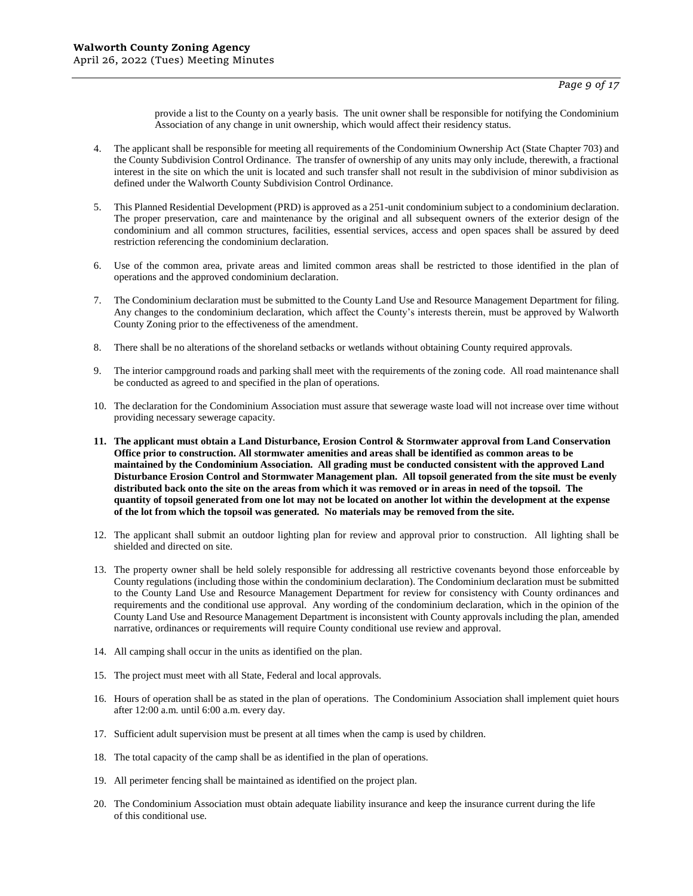provide a list to the County on a yearly basis. The unit owner shall be responsible for notifying the Condominium Association of any change in unit ownership, which would affect their residency status.

4. The applicant shall be responsible for meeting all requirements of the Condominium Ownership Act (State Chapter 703) and the County Subdivision Control Ordinance. The transfer of ownership of any units may only include, therewith, a fractional interest in the site on which the unit is located and such transfer shall not result in the subdivision of minor subdivision as defined under the Walworth County Subdivision Control Ordinance.

5. This Planned Residential Development (PRD) is approved as a 251-unit condominium subject to a condominium declaration. The proper preservation, care and maintenance by the original and all subsequent owners of the exterior design of the condominium and all common structures, facilities, essential services, access and open spaces shall be assured by deed restriction referencing the condominium declaration.

6. Use of the common area, private areas and limited common areas shall be restricted to those identified in the plan of operations and the approved condominium declaration.

7. The Condominium declaration must be submitted to the County Land Use and Resource Management Department for filing. Any changes to the condominium declaration, which affect the County's interests therein, must be approved by Walworth County Zoning prior to the effectiveness of the amendment.

8. There shall be no alterations of the shoreland setbacks or wetlands without obtaining County required approvals.

9. The interior campground roads and parking shall meet with the requirements of the zoning code. All road maintenance shall be conducted as agreed to and specified in the plan of operations.

10. The declaration for the Condominium Association must assure that sewerage waste load will not increase over time without providing necessary sewerage capacity.

11. **The applicant must obtain a Land Disturbance, Erosion Control & Stormwater approval from Land Conservation Office prior to construction. All stormwater amenities and areas shall be identified as common areas to be maintained by the Condominium Association. All grading must be conducted consistent with the approved Land Disturbance Erosion Control and Stormwater Management plan. All topsoil generated from the site must be evenly distributed back onto the site on the areas from which it was removed or in areas in need of the topsoil. The quantity of topsoil generated from one lot may not be located on another lot within the development at the expense of the lot from which the topsoil was generated. No materials may be removed from the site.**

12. The applicant shall submit an outdoor lighting plan for review and approval prior to construction. All lighting shall be shielded and directed on site.

13. The property owner shall be held solely responsible for addressing all restrictive covenants beyond those enforceable by County regulations (including those within the condominium declaration). The Condominium declaration must be submitted to the County Land Use and Resource Management Department for review for consistency with County ordinances and requirements and the conditional use approval. Any wording of the condominium declaration, which in the opinion of the County Land Use and Resource Management Department is inconsistent with County approvals including the plan, amended narrative, ordinances or requirements will require County conditional use review and approval.

14. All camping shall occur in the units as identified on the plan.

15. The project must meet with all State, Federal and local approvals.

16. Hours of operation shall be as stated in the plan of operations. The Condominium Association shall implement quiet hours after 12:00 a.m. until 6:00 a.m. every day.

17. Sufficient adult supervision must be present at all times when the camp is used by children.

18. The total capacity of the camp shall be as identified in the plan of operations.

19. All perimeter fencing shall be maintained as identified on the project plan.

20. The Condominium Association must obtain adequate liability insurance and keep the insurance current during the life of this conditional use.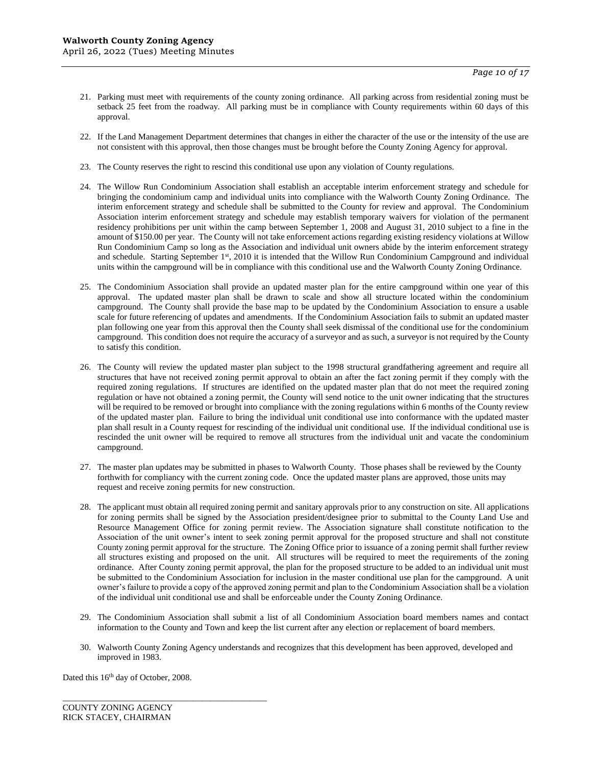21. Parking must meet with requirements of the county zoning ordinance. All parking across from residential zoning must be setback 25 feet from the roadway. All parking must be in compliance with County requirements within 60 days of this approval.

22. If the Land Management Department determines that changes in either the character of the use or the intensity of the use are not consistent with this approval, then those changes must be brought before the County Zoning Agency for approval.

23. The County reserves the right to rescind this conditional use upon any violation of County regulations.

24. The Willow Run Condominium Association shall establish an acceptable interim enforcement strategy and schedule for bringing the condominium camp and individual units into compliance with the Walworth County Zoning Ordinance. The interim enforcement strategy and schedule shall be submitted to the County for review and approval. The Condominium Association interim enforcement strategy and schedule may establish temporary waivers for violation of the permanent residency prohibitions per unit within the camp between September 1, 2008 and August 31, 2010 subject to a fine in the amount of $150.00 per year. The County will not take enforcement actions regarding existing residency violations at Willow Run Condominium Camp so long as the Association and individual unit owners abide by the interim enforcement strategy and schedule. Starting September 1st, 2010 it is intended that the Willow Run Condominium Campground and individual units within the campground will be in compliance with this conditional use and the Walworth County Zoning Ordinance.

25. The Condominium Association shall provide an updated master plan for the entire campground within one year of this approval. The updated master plan shall be drawn to scale and show all structure located within the condominium campground. The County shall provide the base map to be updated by the Condominium Association to ensure a usable scale for future referencing of updates and amendments. If the Condominium Association fails to submit an updated master plan following one year from this approval then the County shall seek dismissal of the conditional use for the condominium campground. This condition does not require the accuracy of a surveyor and as such, a surveyor is not required by the County to satisfy this condition.

26. The County will review the updated master plan subject to the 1998 structural grandfathering agreement and require all structures that have not received zoning permit approval to obtain an after the fact zoning permit if they comply with the required zoning regulations. If structures are identified on the updated master plan that do not meet the required zoning regulation or have not obtained a zoning permit, the County will send notice to the unit owner indicating that the structures will be required to be removed or brought into compliance with the zoning regulations within 6 months of the County review of the updated master plan. Failure to bring the individual unit conditional use into conformance with the updated master plan shall result in a County request for rescinding of the individual unit conditional use. If the individual conditional use is rescinded the unit owner will be required to remove all structures from the individual unit and vacate the condominium campground.

27. The master plan updates may be submitted in phases to Walworth County. Those phases shall be reviewed by the County forthwith for compliancy with the current zoning code. Once the updated master plans are approved, those units may request and receive zoning permits for new construction.

28. The applicant must obtain all required zoning permit and sanitary approvals prior to any construction on site. All applications for zoning permits shall be signed by the Association president/designee prior to submittal to the County Land Use and Resource Management Office for zoning permit review. The Association signature shall constitute notification to the Association of the unit owner's intent to seek zoning permit approval for the proposed structure and shall not constitute County zoning permit approval for the structure. The Zoning Office prior to issuance of a zoning permit shall further review all structures existing and proposed on the unit. All structures will be required to meet the requirements of the zoning ordinance. After County zoning permit approval, the plan for the proposed structure to be added to an individual unit must be submitted to the Condominium Association for inclusion in the master conditional use plan for the campground. A unit owner's failure to provide a copy of the approved zoning permit and plan to the Condominium Association shall be a violation of the individual unit conditional use and shall be enforceable under the County Zoning Ordinance.

29. The Condominium Association shall submit a list of all Condominium Association board members names and contact information to the County and Town and keep the list current after any election or replacement of board members.

30. Walworth County Zoning Agency understands and recognizes that this development has been approved, developed and improved in 1983.

Dated this 16th day of October, 2008.

\_\_\_\_\_\_\_\_\_\_\_\_\_\_\_\_\_\_\_\_\_\_\_\_\_\_\_\_\_\_\_\_\_\_\_\_\_\_\_\_\_\_\_\_\_\_

COUNTY ZONING AGENCY  
RICK STACEY, CHAIRMAN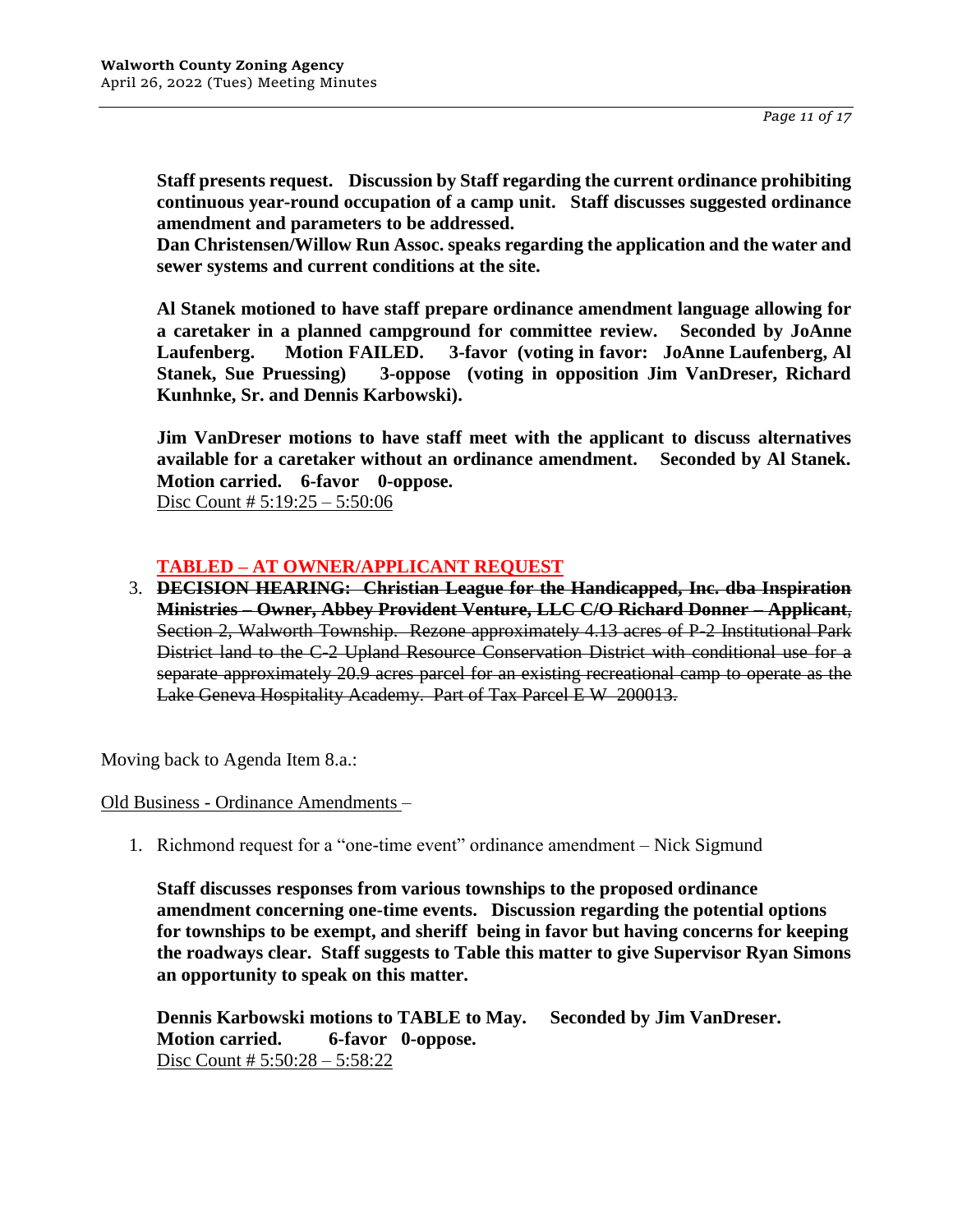**Staff presents request. Discussion by Staff regarding the current ordinance prohibiting continuous year-round occupation of a camp unit. Staff discusses suggested ordinance amendment and parameters to be addressed.**

**Dan Christensen/Willow Run Assoc. speaks regarding the application and the water and sewer systems and current conditions at the site.**

**Al Stanek motioned to have staff prepare ordinance amendment language allowing for a caretaker in a planned campground for committee review. Seconded by JoAnne Laufenberg. Motion FAILED. 3-favor (voting in favor: JoAnne Laufenberg, Al Stanek, Sue Pruessing) 3-oppose (voting in opposition Jim VanDreser, Richard Kunhnke, Sr. and Dennis Karbowski).**

**Jim VanDreser motions to have staff meet with the applicant to discuss alternatives available for a caretaker without an ordinance amendment. Seconded by Al Stanek. Motion carried. 6-favor 0-oppose.**
Disc Count # 5:19:25 – 5:50:06

**TABLED – AT OWNER/APPLICANT REQUEST**

3. ~~**DECISION HEARING: Christian League for the Handicapped, Inc. dba Inspiration Ministries – Owner, Abbey Provident Venture, LLC C/O Richard Donner – Applicant**, Section 2, Walworth Township. Rezone approximately 4.13 acres of P-2 Institutional Park District land to the C-2 Upland Resource Conservation District with conditional use for a separate approximately 20.9 acres parcel for an existing recreational camp to operate as the Lake Geneva Hospitality Academy. Part of Tax Parcel E W 200013.~~

Moving back to Agenda Item 8.a.:

Old Business - Ordinance Amendments –

1. Richmond request for a "one-time event" ordinance amendment – Nick Sigmund

   **Staff discusses responses from various townships to the proposed ordinance amendment concerning one-time events. Discussion regarding the potential options for townships to be exempt, and sheriff being in favor but having concerns for keeping the roadways clear. Staff suggests to Table this matter to give Supervisor Ryan Simons an opportunity to speak on this matter.**

   **Dennis Karbowski motions to TABLE to May. Seconded by Jim VanDreser. Motion carried. 6-favor 0-oppose.**
   Disc Count # 5:50:28 – 5:58:22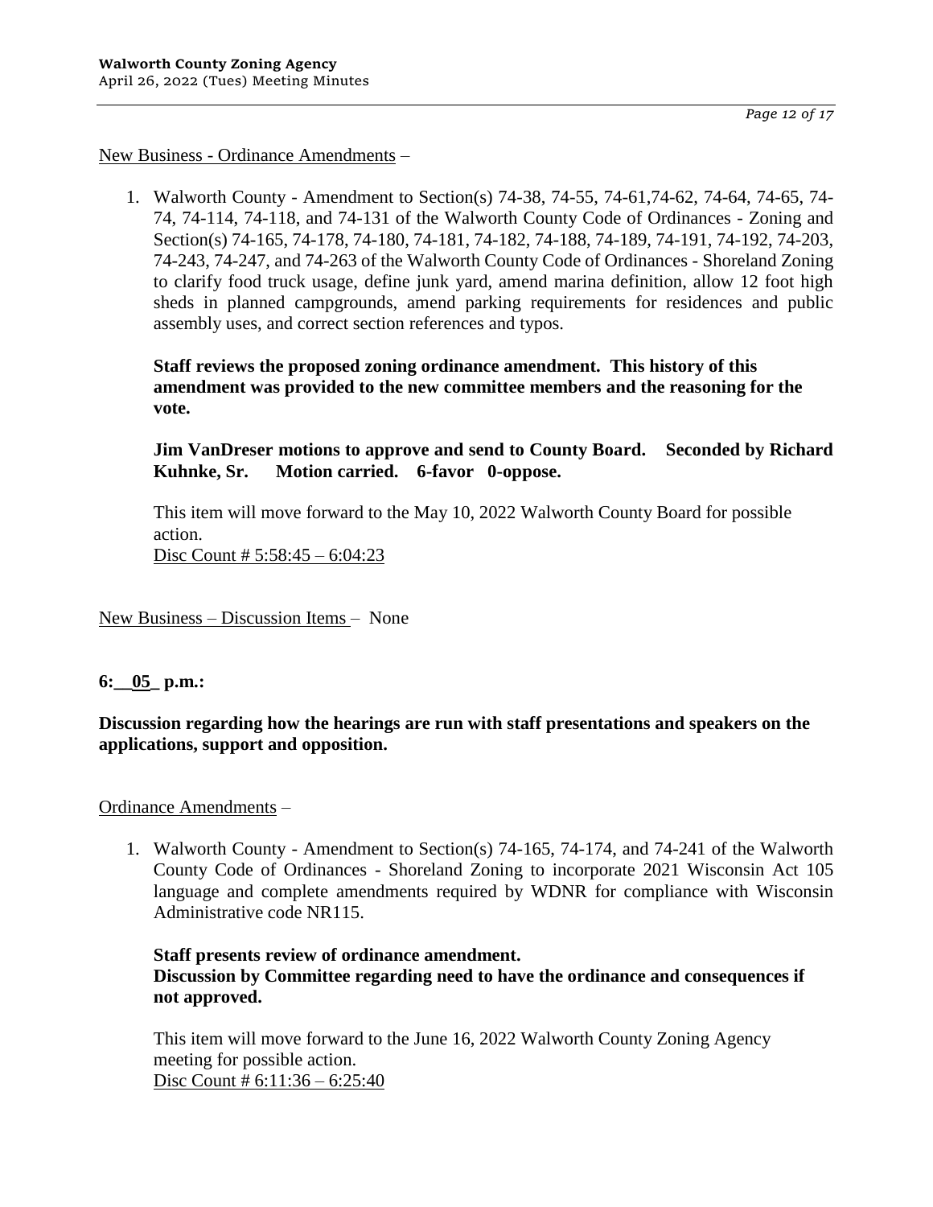New Business - Ordinance Amendments –

1. Walworth County - Amendment to Section(s) 74-38, 74-55, 74-61,74-62, 74-64, 74-65, 74-74, 74-114, 74-118, and 74-131 of the Walworth County Code of Ordinances - Zoning and Section(s) 74-165, 74-178, 74-180, 74-181, 74-182, 74-188, 74-189, 74-191, 74-192, 74-203, 74-243, 74-247, and 74-263 of the Walworth County Code of Ordinances - Shoreland Zoning to clarify food truck usage, define junk yard, amend marina definition, allow 12 foot high sheds in planned campgrounds, amend parking requirements for residences and public assembly uses, and correct section references and typos.

   **Staff reviews the proposed zoning ordinance amendment. This history of this amendment was provided to the new committee members and the reasoning for the vote.**

   **Jim VanDreser motions to approve and send to County Board. Seconded by Richard Kuhnke, Sr. Motion carried. 6-favor 0-oppose.**

   This item will move forward to the May 10, 2022 Walworth County Board for possible action.
   Disc Count # 5:58:45 – 6:04:23

New Business – Discussion Items – None

**6:__05_ p.m.:**

**Discussion regarding how the hearings are run with staff presentations and speakers on the applications, support and opposition.**

Ordinance Amendments –

1. Walworth County - Amendment to Section(s) 74-165, 74-174, and 74-241 of the Walworth County Code of Ordinances - Shoreland Zoning to incorporate 2021 Wisconsin Act 105 language and complete amendments required by WDNR for compliance with Wisconsin Administrative code NR115.

   **Staff presents review of ordinance amendment.**
   **Discussion by Committee regarding need to have the ordinance and consequences if not approved.**

   This item will move forward to the June 16, 2022 Walworth County Zoning Agency meeting for possible action.
   Disc Count # 6:11:36 – 6:25:40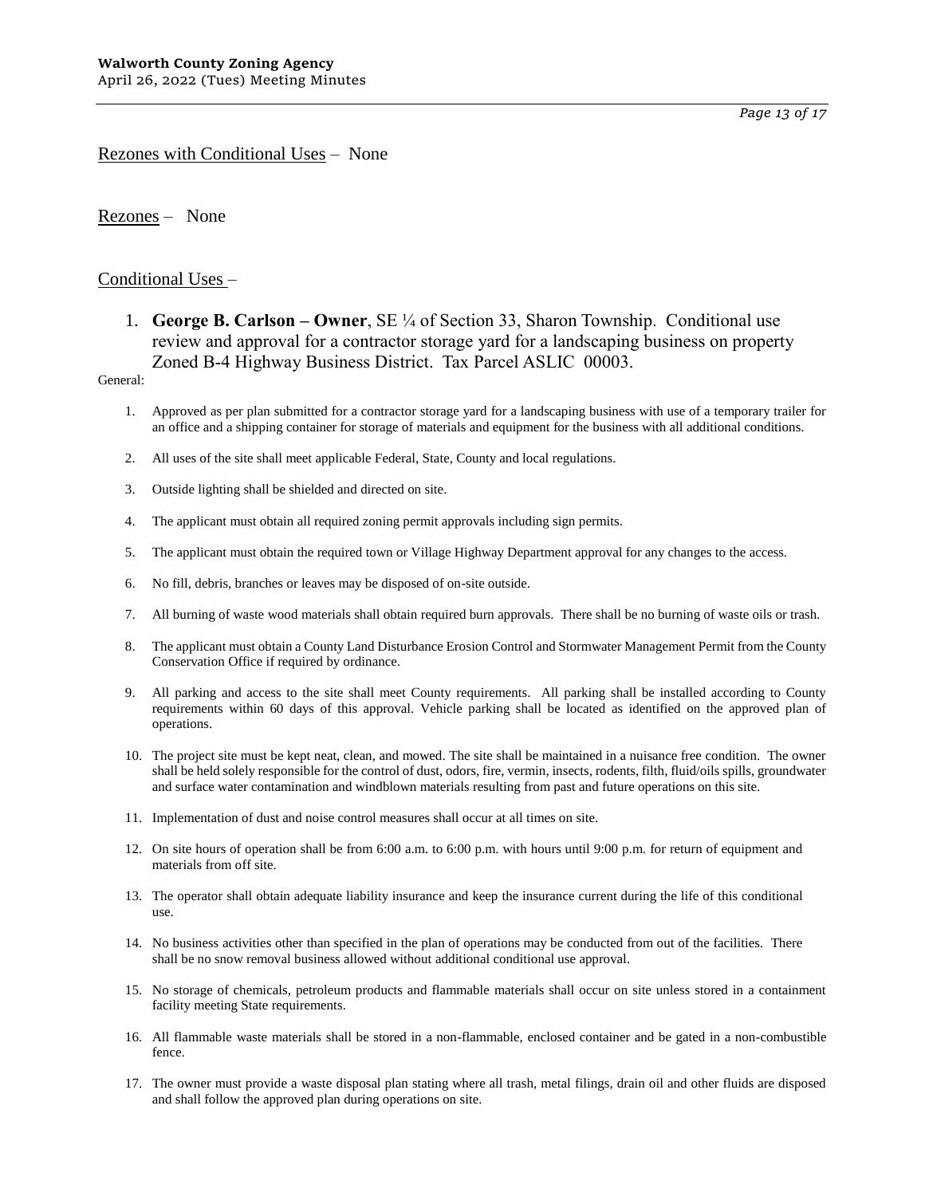<u>Rezones with Conditional Uses</u> – None

<u>Rezones</u> – None

<u>Conditional Uses</u> –

1. **George B. Carlson – Owner**, SE ¼ of Section 33, Sharon Township. Conditional use review and approval for a contractor storage yard for a landscaping business on property Zoned B-4 Highway Business District. Tax Parcel ASLIC 00003.

General:

1. Approved as per plan submitted for a contractor storage yard for a landscaping business with use of a temporary trailer for an office and a shipping container for storage of materials and equipment for the business with all additional conditions.
2. All uses of the site shall meet applicable Federal, State, County and local regulations.
3. Outside lighting shall be shielded and directed on site.
4. The applicant must obtain all required zoning permit approvals including sign permits.
5. The applicant must obtain the required town or Village Highway Department approval for any changes to the access.
6. No fill, debris, branches or leaves may be disposed of on-site outside.
7. All burning of waste wood materials shall obtain required burn approvals. There shall be no burning of waste oils or trash.
8. The applicant must obtain a County Land Disturbance Erosion Control and Stormwater Management Permit from the County Conservation Office if required by ordinance.
9. All parking and access to the site shall meet County requirements. All parking shall be installed according to County requirements within 60 days of this approval. Vehicle parking shall be located as identified on the approved plan of operations.
10. The project site must be kept neat, clean, and mowed. The site shall be maintained in a nuisance free condition. The owner shall be held solely responsible for the control of dust, odors, fire, vermin, insects, rodents, filth, fluid/oils spills, groundwater and surface water contamination and windblown materials resulting from past and future operations on this site.
11. Implementation of dust and noise control measures shall occur at all times on site.
12. On site hours of operation shall be from 6:00 a.m. to 6:00 p.m. with hours until 9:00 p.m. for return of equipment and materials from off site.
13. The operator shall obtain adequate liability insurance and keep the insurance current during the life of this conditional use.
14. No business activities other than specified in the plan of operations may be conducted from out of the facilities. There shall be no snow removal business allowed without additional conditional use approval.
15. No storage of chemicals, petroleum products and flammable materials shall occur on site unless stored in a containment facility meeting State requirements.
16. All flammable waste materials shall be stored in a non-flammable, enclosed container and be gated in a non-combustible fence.
17. The owner must provide a waste disposal plan stating where all trash, metal filings, drain oil and other fluids are disposed and shall follow the approved plan during operations on site.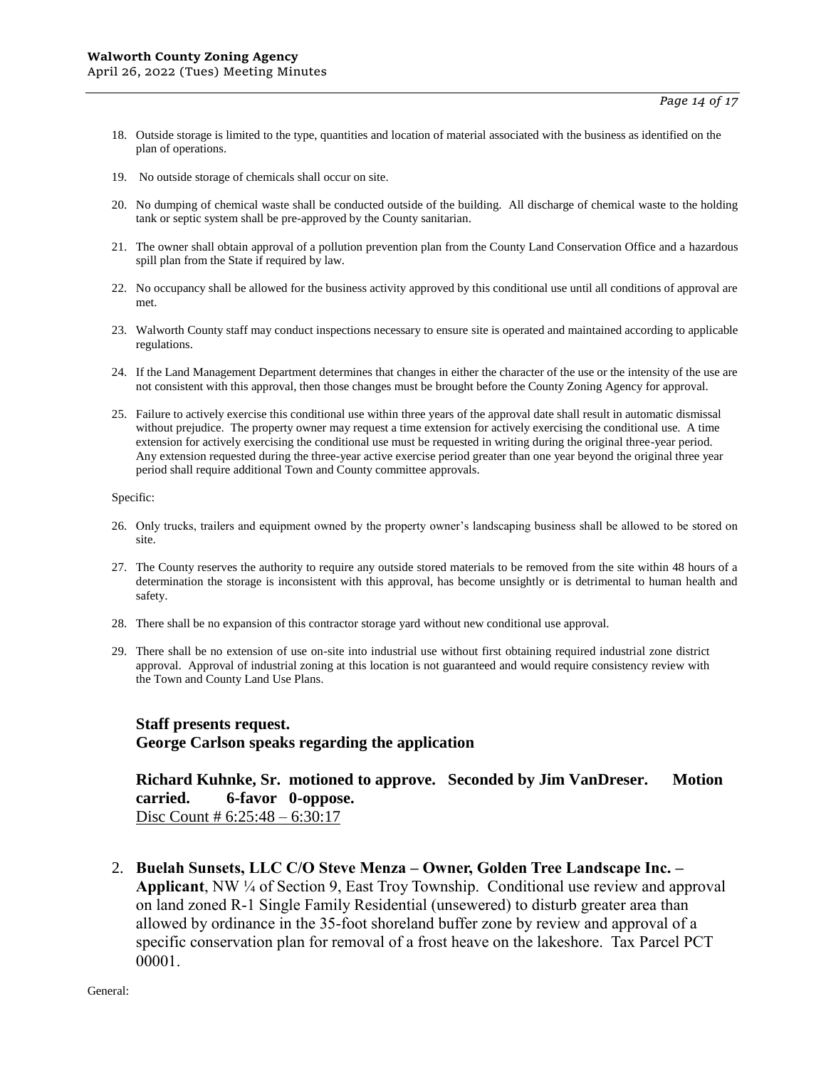18. Outside storage is limited to the type, quantities and location of material associated with the business as identified on the plan of operations.

19. No outside storage of chemicals shall occur on site.

20. No dumping of chemical waste shall be conducted outside of the building. All discharge of chemical waste to the holding tank or septic system shall be pre-approved by the County sanitarian.

21. The owner shall obtain approval of a pollution prevention plan from the County Land Conservation Office and a hazardous spill plan from the State if required by law.

22. No occupancy shall be allowed for the business activity approved by this conditional use until all conditions of approval are met.

23. Walworth County staff may conduct inspections necessary to ensure site is operated and maintained according to applicable regulations.

24. If the Land Management Department determines that changes in either the character of the use or the intensity of the use are not consistent with this approval, then those changes must be brought before the County Zoning Agency for approval.

25. Failure to actively exercise this conditional use within three years of the approval date shall result in automatic dismissal without prejudice. The property owner may request a time extension for actively exercising the conditional use. A time extension for actively exercising the conditional use must be requested in writing during the original three-year period. Any extension requested during the three-year active exercise period greater than one year beyond the original three year period shall require additional Town and County committee approvals.

Specific:

26. Only trucks, trailers and equipment owned by the property owner's landscaping business shall be allowed to be stored on site.

27. The County reserves the authority to require any outside stored materials to be removed from the site within 48 hours of a determination the storage is inconsistent with this approval, has become unsightly or is detrimental to human health and safety.

28. There shall be no expansion of this contractor storage yard without new conditional use approval.

29. There shall be no extension of use on-site into industrial use without first obtaining required industrial zone district approval. Approval of industrial zoning at this location is not guaranteed and would require consistency review with the Town and County Land Use Plans.

**Staff presents request.**
**George Carlson speaks regarding the application**

**Richard Kuhnke, Sr. motioned to approve. Seconded by Jim VanDreser. Motion carried. 6-favor 0-oppose.**
Disc Count # 6:25:48 – 6:30:17

2. **Buelah Sunsets, LLC C/O Steve Menza – Owner, Golden Tree Landscape Inc. – Applicant**, NW ¼ of Section 9, East Troy Township. Conditional use review and approval on land zoned R-1 Single Family Residential (unsewered) to disturb greater area than allowed by ordinance in the 35-foot shoreland buffer zone by review and approval of a specific conservation plan for removal of a frost heave on the lakeshore. Tax Parcel PCT 00001.

General: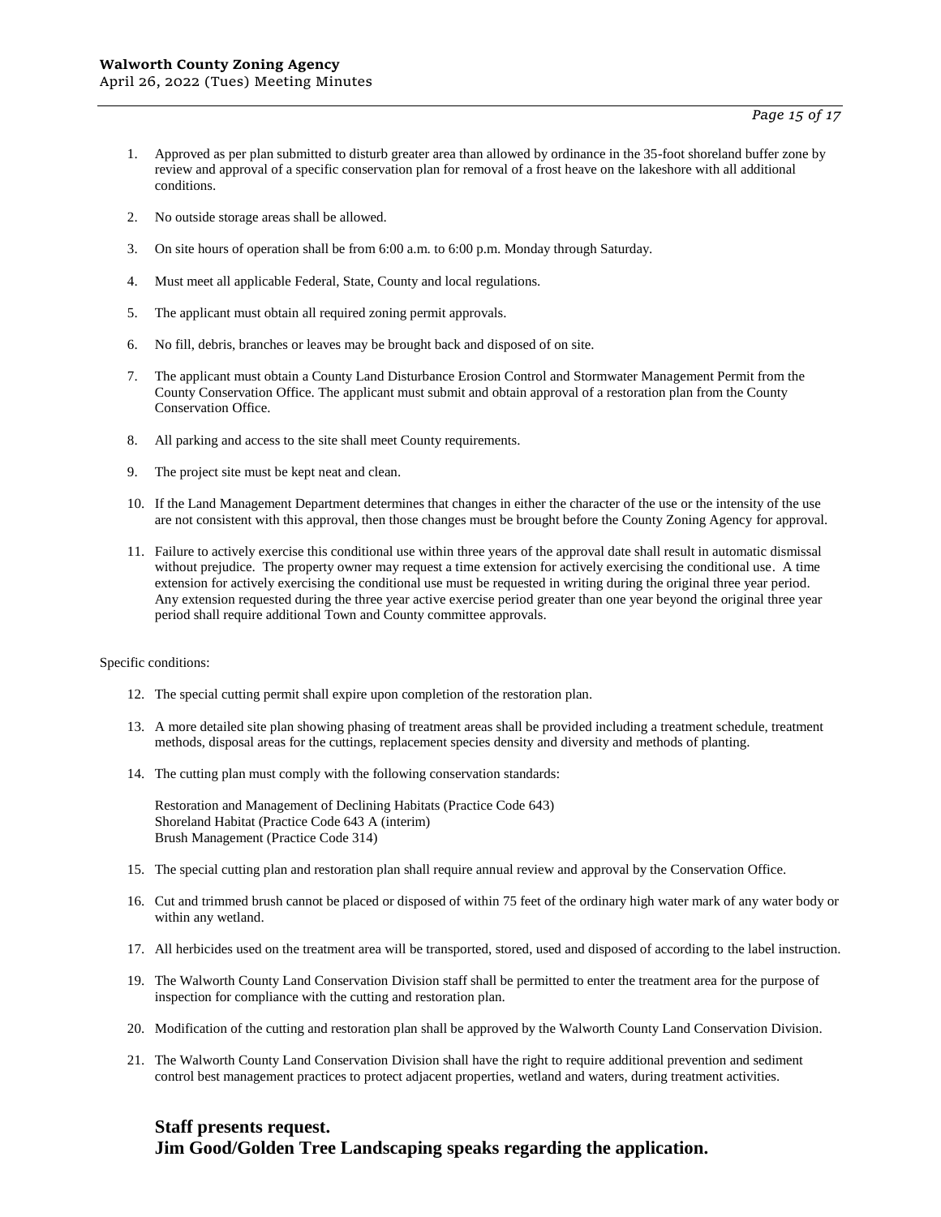1. Approved as per plan submitted to disturb greater area than allowed by ordinance in the 35-foot shoreland buffer zone by review and approval of a specific conservation plan for removal of a frost heave on the lakeshore with all additional conditions.

2. No outside storage areas shall be allowed.

3. On site hours of operation shall be from 6:00 a.m. to 6:00 p.m. Monday through Saturday.

4. Must meet all applicable Federal, State, County and local regulations.

5. The applicant must obtain all required zoning permit approvals.

6. No fill, debris, branches or leaves may be brought back and disposed of on site.

7. The applicant must obtain a County Land Disturbance Erosion Control and Stormwater Management Permit from the County Conservation Office. The applicant must submit and obtain approval of a restoration plan from the County Conservation Office.

8. All parking and access to the site shall meet County requirements.

9. The project site must be kept neat and clean.

10. If the Land Management Department determines that changes in either the character of the use or the intensity of the use are not consistent with this approval, then those changes must be brought before the County Zoning Agency for approval.

11. Failure to actively exercise this conditional use within three years of the approval date shall result in automatic dismissal without prejudice. The property owner may request a time extension for actively exercising the conditional use. A time extension for actively exercising the conditional use must be requested in writing during the original three year period. Any extension requested during the three year active exercise period greater than one year beyond the original three year period shall require additional Town and County committee approvals.

Specific conditions:

12. The special cutting permit shall expire upon completion of the restoration plan.

13. A more detailed site plan showing phasing of treatment areas shall be provided including a treatment schedule, treatment methods, disposal areas for the cuttings, replacement species density and diversity and methods of planting.

14. The cutting plan must comply with the following conservation standards:

    Restoration and Management of Declining Habitats (Practice Code 643)
    Shoreland Habitat (Practice Code 643 A (interim)
    Brush Management (Practice Code 314)

15. The special cutting plan and restoration plan shall require annual review and approval by the Conservation Office.

16. Cut and trimmed brush cannot be placed or disposed of within 75 feet of the ordinary high water mark of any water body or within any wetland.

17. All herbicides used on the treatment area will be transported, stored, used and disposed of according to the label instruction.

19. The Walworth County Land Conservation Division staff shall be permitted to enter the treatment area for the purpose of inspection for compliance with the cutting and restoration plan.

20. Modification of the cutting and restoration plan shall be approved by the Walworth County Land Conservation Division.

21. The Walworth County Land Conservation Division shall have the right to require additional prevention and sediment control best management practices to protect adjacent properties, wetland and waters, during treatment activities.

**Staff presents request.**
**Jim Good/Golden Tree Landscaping speaks regarding the application.**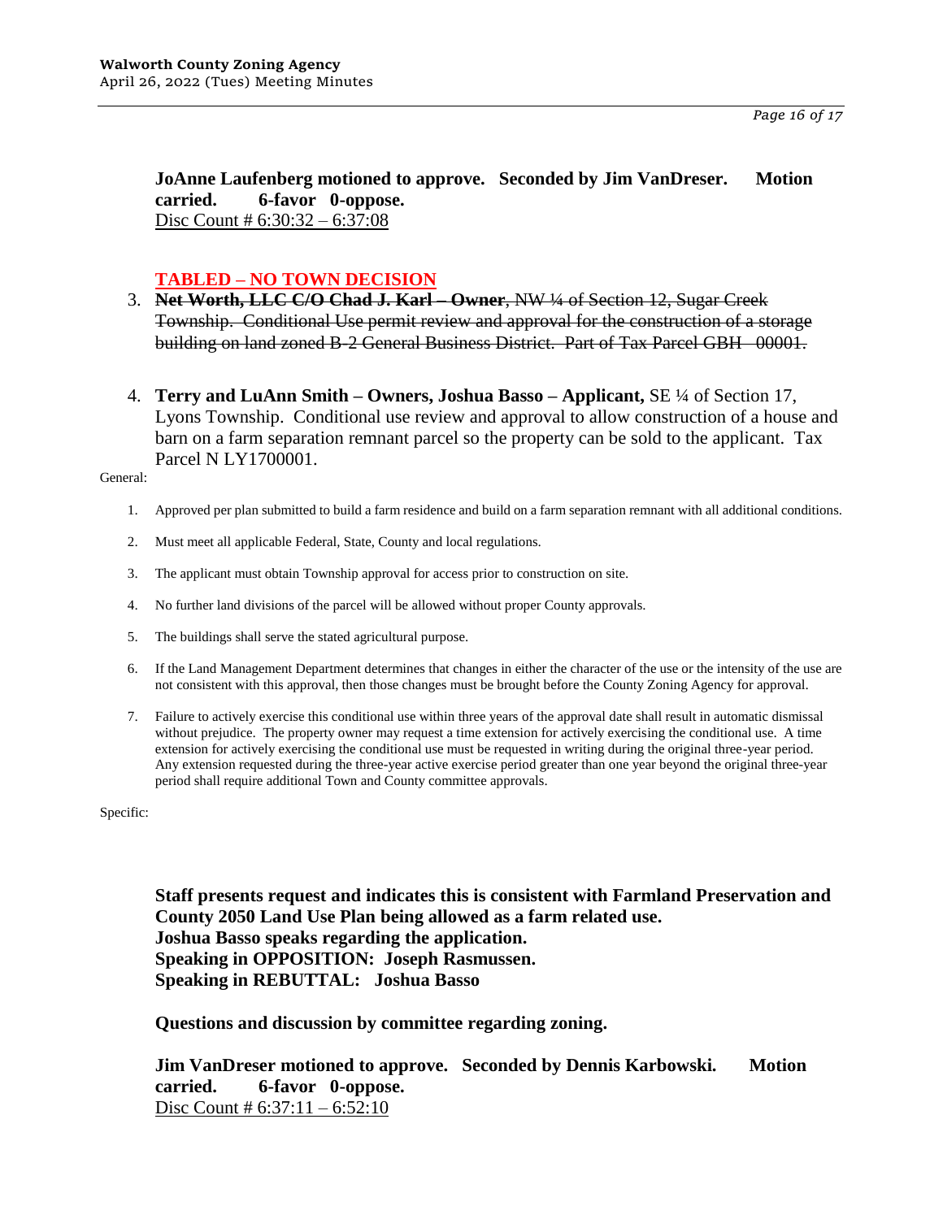**JoAnne Laufenberg motioned to approve. Seconded by Jim VanDreser. Motion carried. 6-favor 0-oppose.**
Disc Count # 6:30:32 – 6:37:08

**TABLED – NO TOWN DECISION**

3. ~~**Net Worth, LLC C/O Chad J. Karl – Owner**, NW ¼ of Section 12, Sugar Creek Township. Conditional Use permit review and approval for the construction of a storage building on land zoned B-2 General Business District. Part of Tax Parcel GBH 00001.~~

4. **Terry and LuAnn Smith – Owners, Joshua Basso – Applicant,** SE ¼ of Section 17, Lyons Township. Conditional use review and approval to allow construction of a house and barn on a farm separation remnant parcel so the property can be sold to the applicant. Tax Parcel N LY1700001.

General:

1. Approved per plan submitted to build a farm residence and build on a farm separation remnant with all additional conditions.
2. Must meet all applicable Federal, State, County and local regulations.
3. The applicant must obtain Township approval for access prior to construction on site.
4. No further land divisions of the parcel will be allowed without proper County approvals.
5. The buildings shall serve the stated agricultural purpose.
6. If the Land Management Department determines that changes in either the character of the use or the intensity of the use are not consistent with this approval, then those changes must be brought before the County Zoning Agency for approval.
7. Failure to actively exercise this conditional use within three years of the approval date shall result in automatic dismissal without prejudice. The property owner may request a time extension for actively exercising the conditional use. A time extension for actively exercising the conditional use must be requested in writing during the original three-year period. Any extension requested during the three-year active exercise period greater than one year beyond the original three-year period shall require additional Town and County committee approvals.

Specific:

**Staff presents request and indicates this is consistent with Farmland Preservation and County 2050 Land Use Plan being allowed as a farm related use.**
**Joshua Basso speaks regarding the application.**
**Speaking in OPPOSITION: Joseph Rasmussen.**
**Speaking in REBUTTAL: Joshua Basso**

**Questions and discussion by committee regarding zoning.**

**Jim VanDreser motioned to approve. Seconded by Dennis Karbowski. Motion carried. 6-favor 0-oppose.**
Disc Count # 6:37:11 – 6:52:10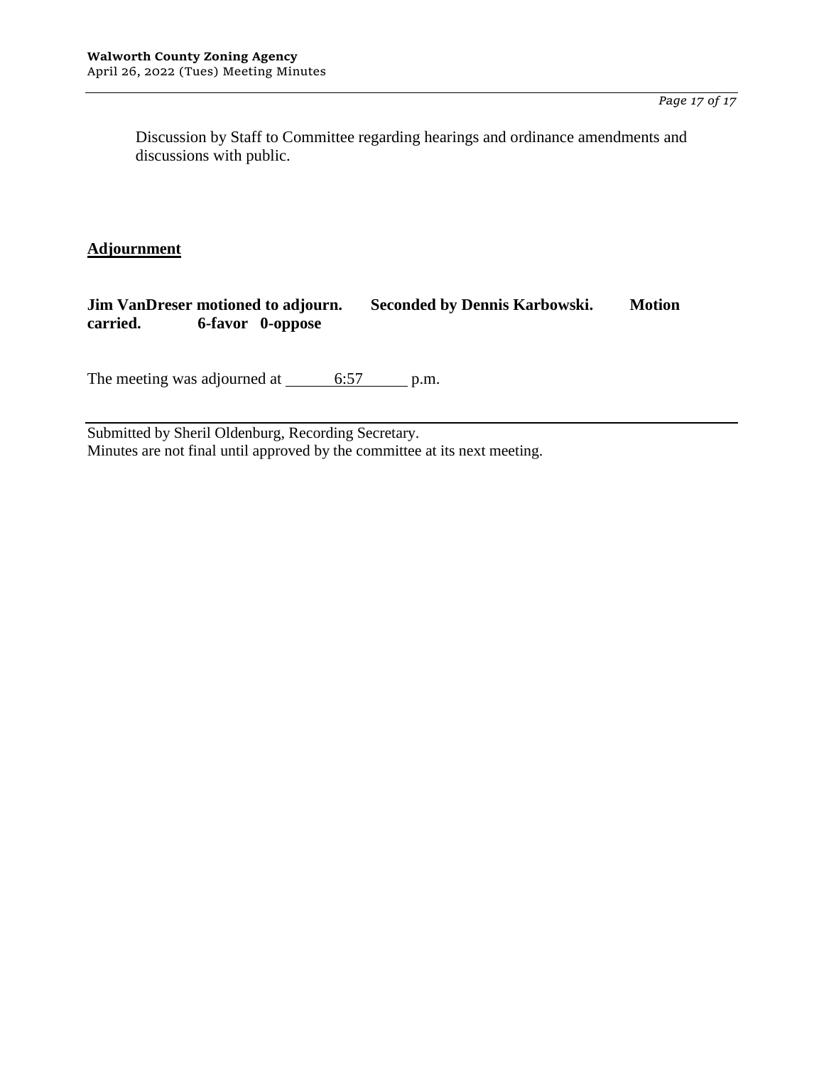Discussion by Staff to Committee regarding hearings and ordinance amendments and discussions with public.

## Adjournment

**Jim VanDreser motioned to adjourn. Seconded by Dennis Karbowski. Motion carried. 6-favor 0-oppose**

The meeting was adjourned at 6:57 p.m.

---

Submitted by Sheril Oldenburg, Recording Secretary.
Minutes are not final until approved by the committee at its next meeting.